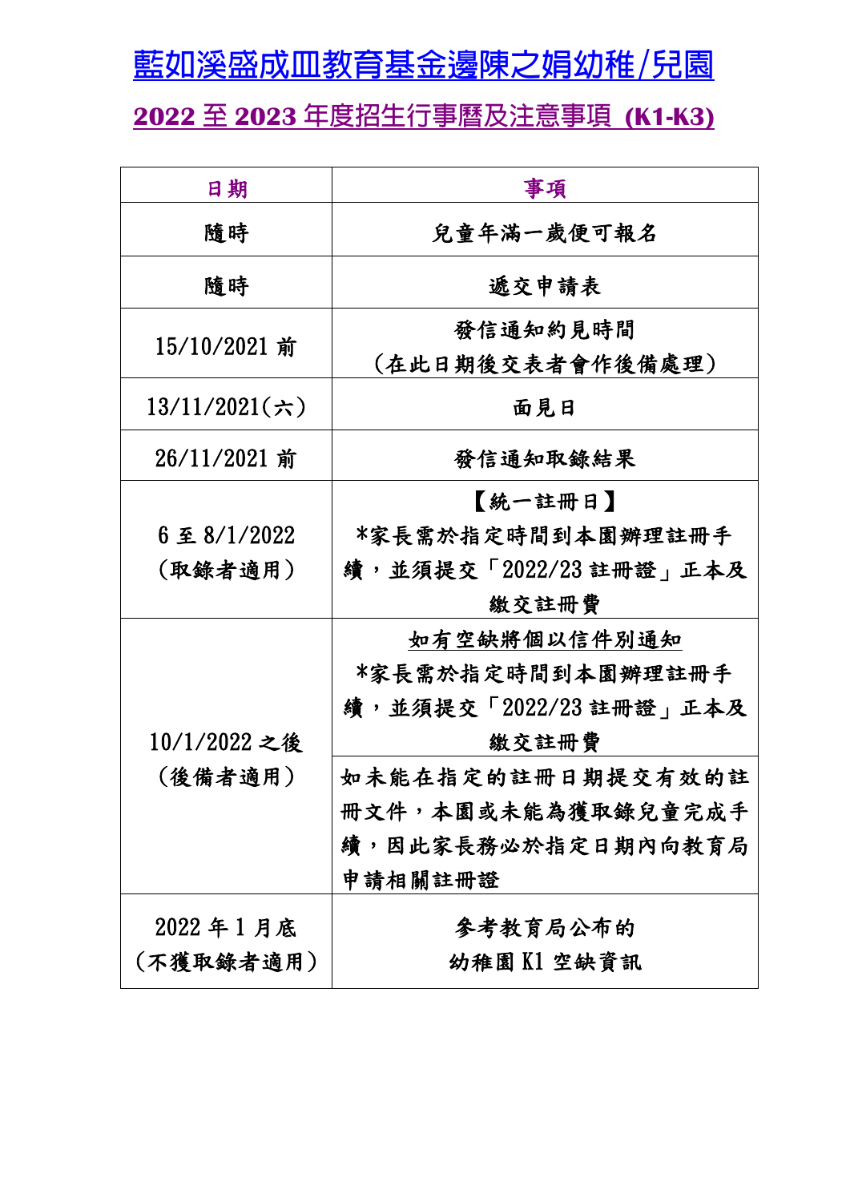# 藍如溪盛成皿教育基金邊陳之娟幼稚/兒園

## 2022 至 2023 年度招生行事曆及注意事項 (K1-K3)

| 日期 | 事項 |
|---|---|
| 隨時 | 兒童年滿一歲便可報名 |
| 隨時 | 遞交申請表 |
| 15/10/2021 前 | 發信通知約見時間<br>(在此日期後交表者會作後備處理) |
| 13/11/2021(六) | 面見日 |
| 26/11/2021 前 | 發信通知取錄結果 |
| 6 至 8/1/2022<br>(取錄者適用) | 【統一註冊日】<br>*家長需於指定時間到本園辦理註冊手續，並須提交「2022/23 註冊證」正本及繳交註冊費 |
| 10/1/2022 之後<br>(後備者適用) | 如有空缺將個以信件別通知<br>*家長需於指定時間到本園辦理註冊手續，並須提交「2022/23 註冊證」正本及繳交註冊費<br>如未能在指定的註冊日期提交有效的註冊文件，本園或未能為獲取錄兒童完成手續，因此家長務必於指定日期內向教育局申請相關註冊證 |
| 2022 年 1 月底<br>(不獲取錄者適用) | 參考教育局公布的<br>幼稚園 K1 空缺資訊 |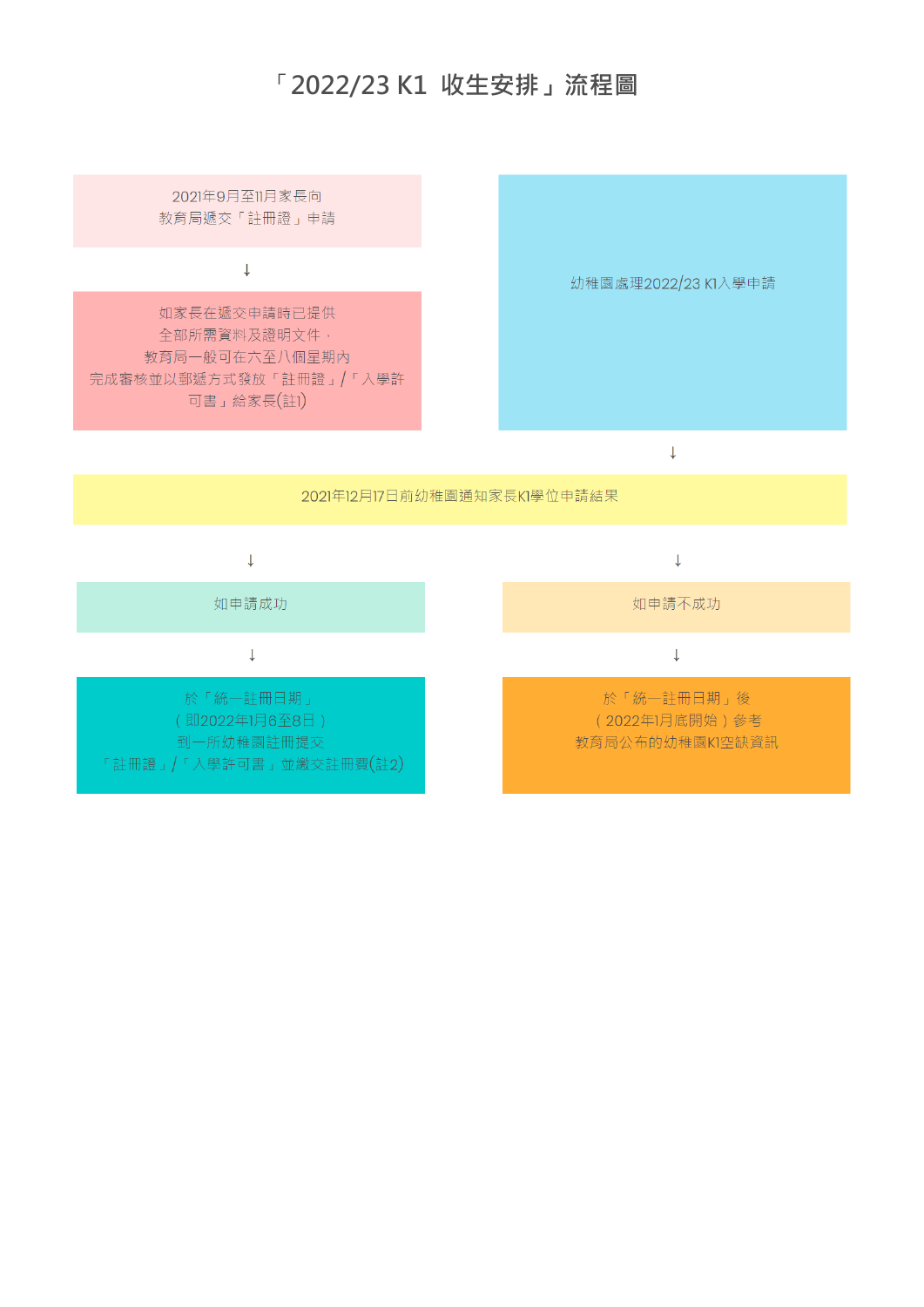# 「2022/23 K1 收生安排」流程圖

2021年9月至11月家長向
教育局遞交「註冊證」申請

↓

如家長在遞交申請時已提供
全部所需資料及證明文件，
教育局一般可在六至八個星期內
完成審核並以郵遞方式發放「註冊證」/「入學許可書」給家長(註1)

幼稚園處理2022/23 K1入學申請

↓

2021年12月17日前幼稚園通知家長K1學位申請結果

↓ 如申請成功

↓

於「統一註冊日期」
（即2022年1月6至8日）
到一所幼稚園註冊提交
「註冊證」/「入學許可書」並繳交註冊費(註2)

↓ 如申請不成功

↓

於「統一註冊日期」後
（2022年1月底開始）參考
教育局公布的幼稚園K1空缺資訊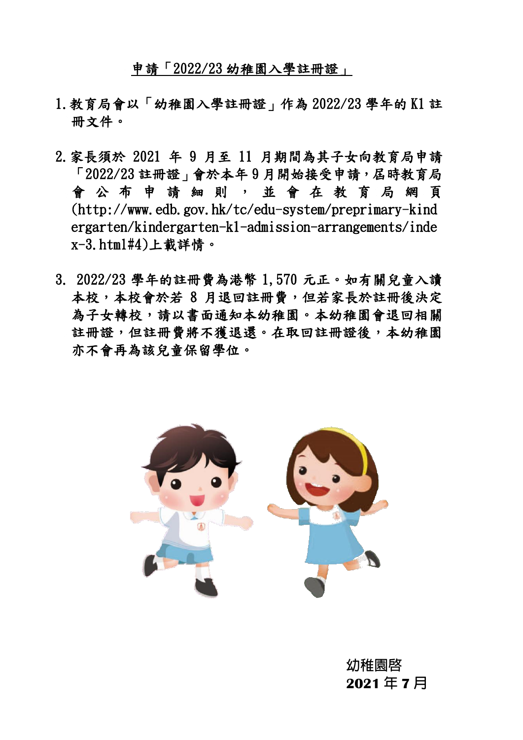# 申請「2022/23 幼稚園入學註冊證」

1. 教育局會以「幼稚園入學註冊證」作為 2022/23 學年的 K1 註冊文件。

2. 家長須於 2021 年 9 月至 11 月期間為其子女向教育局申請「2022/23 註冊證」會於本年 9 月開始接受申請，屆時教育局會公布申請細則，並會在教育局網頁(http://www.edb.gov.hk/tc/edu-system/preprimary-kindergarten/kindergarten-k1-admission-arrangements/index-3.html#4)上載詳情。

3. 2022/23 學年的註冊費為港幣 1,570 元正。如有關兒童入讀本校，本校會於若 8 月退回註冊費，但若家長於註冊後決定為子女轉校，請以書面通知本幼稚園。本幼稚園會退回相關註冊證，但註冊費將不獲退還。在取回註冊證後，本幼稚園亦不會再為該兒童保留學位。

幼稚園啓
**2021 年 7 月**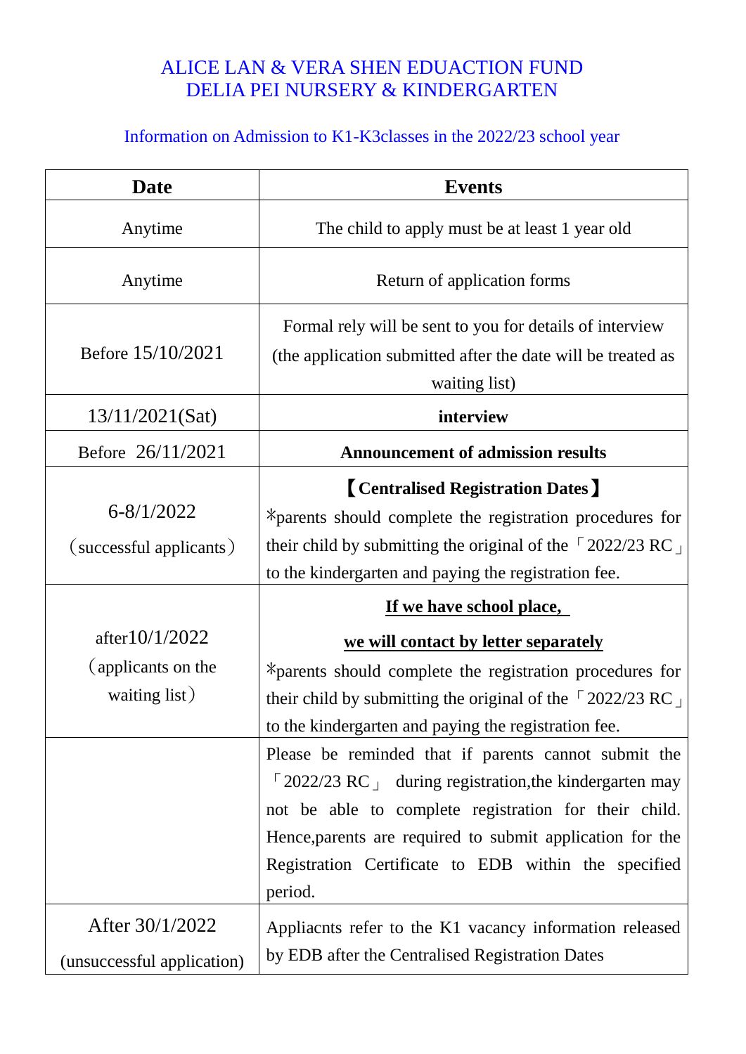ALICE LAN & VERA SHEN EDUACTION FUND
DELIA PEI NURSERY & KINDERGARTEN

Information on Admission to K1-K3classes in the 2022/23 school year

| Date | Events |
|---|---|
| Anytime | The child to apply must be at least 1 year old |
| Anytime | Return of application forms |
| Before 15/10/2021 | Formal rely will be sent to you for details of interview (the application submitted after the date will be treated as waiting list) |
| 13/11/2021(Sat) | **interview** |
| Before 26/11/2021 | **Announcement of admission results** |
| 6-8/1/2022 （successful applicants） | **【Centralised Registration Dates】** *parents should complete the registration procedures for their child by submitting the original of the「2022/23 RC」to the kindergarten and paying the registration fee. |
| after10/1/2022 （applicants on the waiting list） | **If we have school place, we will contact by letter separately** *parents should complete the registration procedures for their child by submitting the original of the「2022/23 RC」to the kindergarten and paying the registration fee. |
| | Please be reminded that if parents cannot submit the「2022/23 RC」 during registration,the kindergarten may not be able to complete registration for their child. Hence,parents are required to submit application for the Registration Certificate to EDB within the specified period. |
| After 30/1/2022 (unsuccessful application) | Appliacnts refer to the K1 vacancy information released by EDB after the Centralised Registration Dates |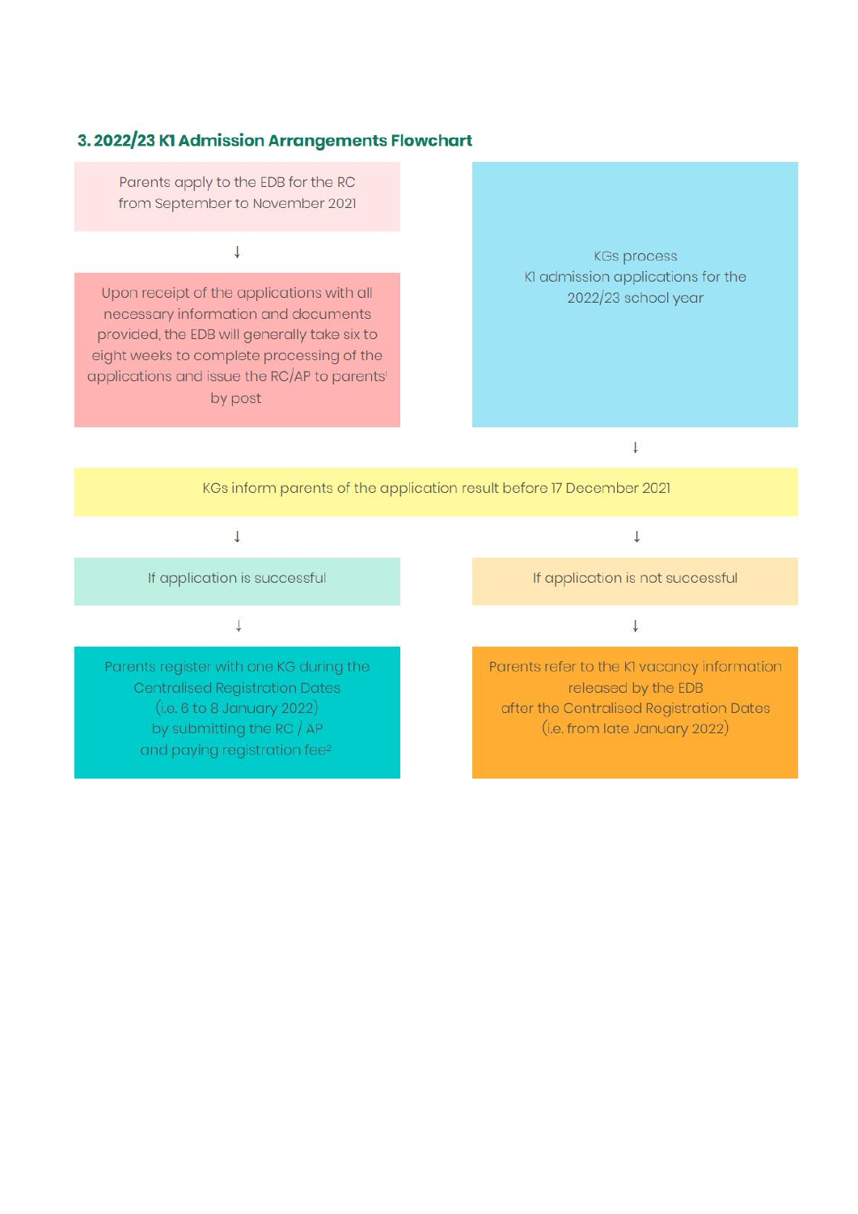### 3. 2022/23 K1 Admission Arrangements Flowchart

Parents apply to the EDB for the RC from September to November 2021

↓

Upon receipt of the applications with all necessary information and documents provided, the EDB will generally take six to eight weeks to complete processing of the applications and issue the RC/AP to parents[1] by post

KGs process K1 admission applications for the 2022/23 school year

↓

KGs inform parents of the application result before 17 December 2021

↓

If application is successful

↓

Parents register with one KG during the Centralised Registration Dates (i.e. 6 to 8 January 2022) by submitting the RC / AP and paying registration fee[2]

↓

If application is not successful

↓

Parents refer to the K1 vacancy information released by the EDB after the Centralised Registration Dates (i.e. from late January 2022)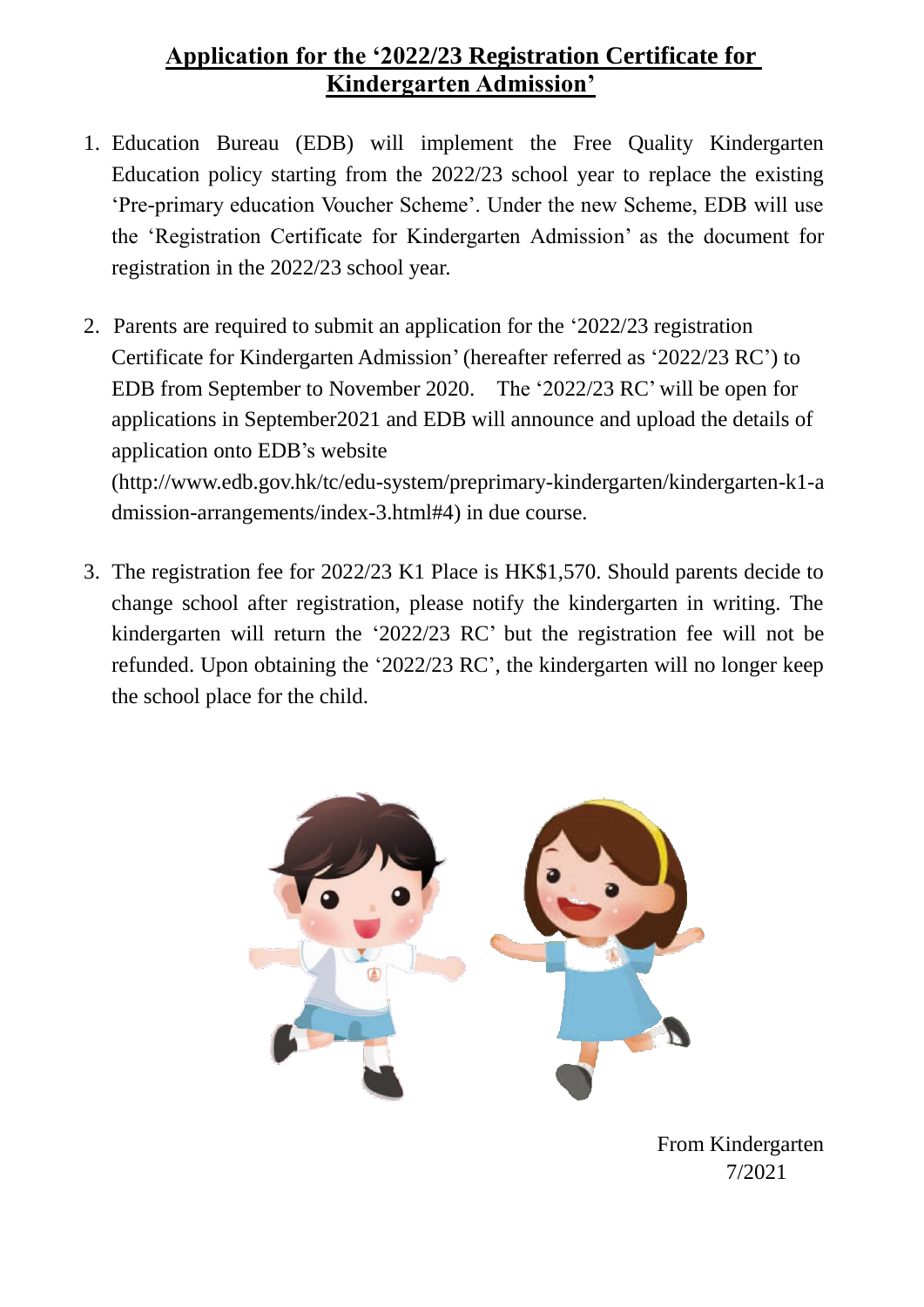# Application for the '2022/23 Registration Certificate for Kindergarten Admission'

1. Education Bureau (EDB) will implement the Free Quality Kindergarten Education policy starting from the 2022/23 school year to replace the existing 'Pre-primary education Voucher Scheme'. Under the new Scheme, EDB will use the 'Registration Certificate for Kindergarten Admission' as the document for registration in the 2022/23 school year.

2. Parents are required to submit an application for the '2022/23 registration Certificate for Kindergarten Admission' (hereafter referred as '2022/23 RC') to EDB from September to November 2020. The '2022/23 RC' will be open for applications in September2021 and EDB will announce and upload the details of application onto EDB's website (http://www.edb.gov.hk/tc/edu-system/preprimary-kindergarten/kindergarten-k1-admission-arrangements/index-3.html#4) in due course.

3. The registration fee for 2022/23 K1 Place is HK$1,570. Should parents decide to change school after registration, please notify the kindergarten in writing. The kindergarten will return the '2022/23 RC' but the registration fee will not be refunded. Upon obtaining the '2022/23 RC', the kindergarten will no longer keep the school place for the child.

From Kindergarten
7/2021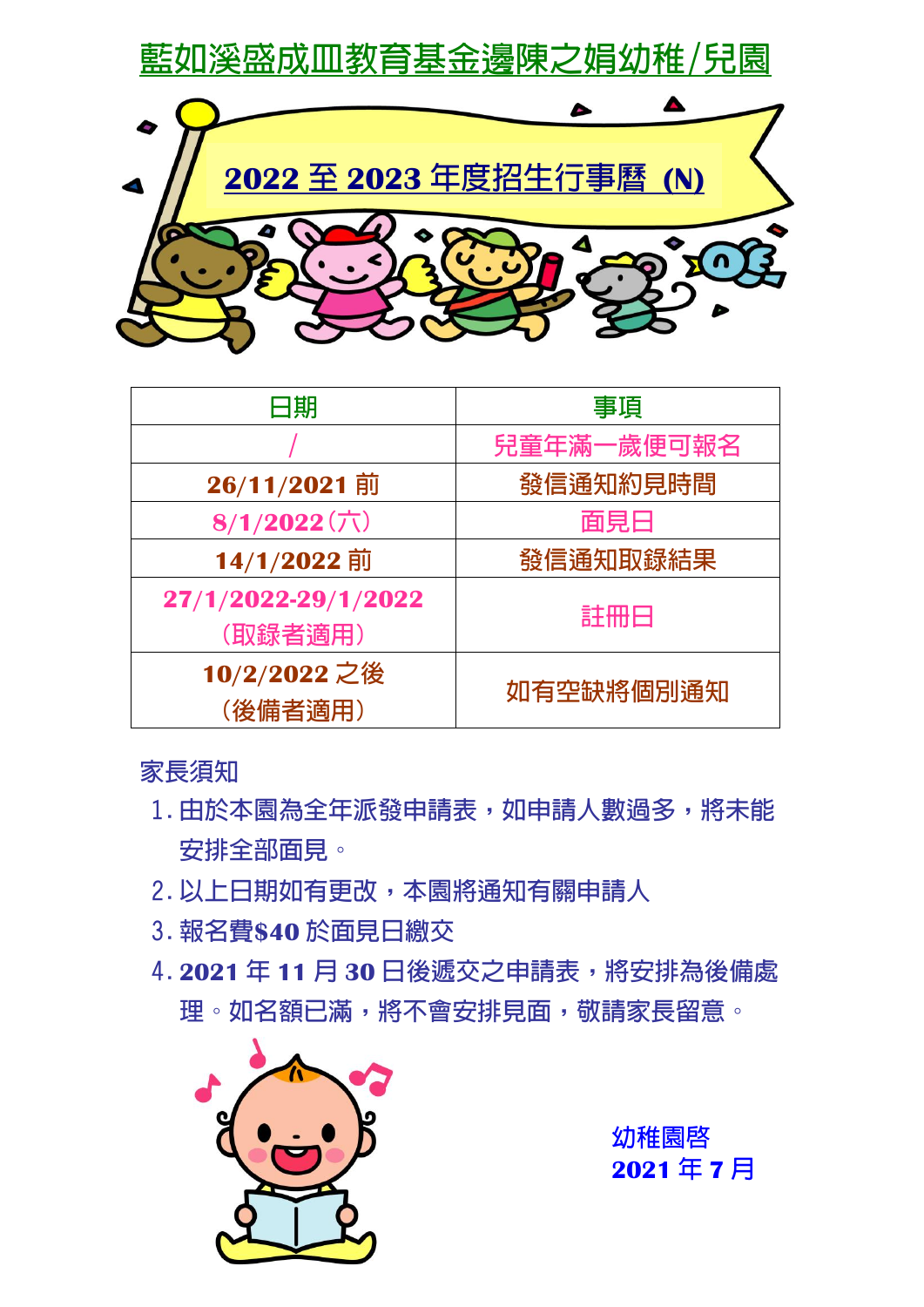# 藍如溪盛成皿教育基金邊陳之娟幼稚/兒園

## 2022 至 2023 年度招生行事曆 (N)

| 日期 | 事項 |
|---|---|
| / | 兒童年滿一歲便可報名 |
| **26/11/2021** 前 | 發信通知約見時間 |
| **8/1/2022**（六） | 面見日 |
| **14/1/2022** 前 | 發信通知取錄結果 |
| **27/1/2022-29/1/2022**（取錄者適用） | 註冊日 |
| **10/2/2022** 之後（後備者適用） | 如有空缺將個別通知 |

家長須知

1. 由於本園為全年派發申請表，如申請人數過多，將未能安排全部面見。
2. 以上日期如有更改，本園將通知有關申請人
3. 報名費**$40** 於面見日繳交
4. **2021** 年 **11** 月 **30** 日後遞交之申請表，將安排為後備處理。如名額已滿，將不會安排見面，敬請家長留意。

幼稚園啓
**2021** 年 **7** 月